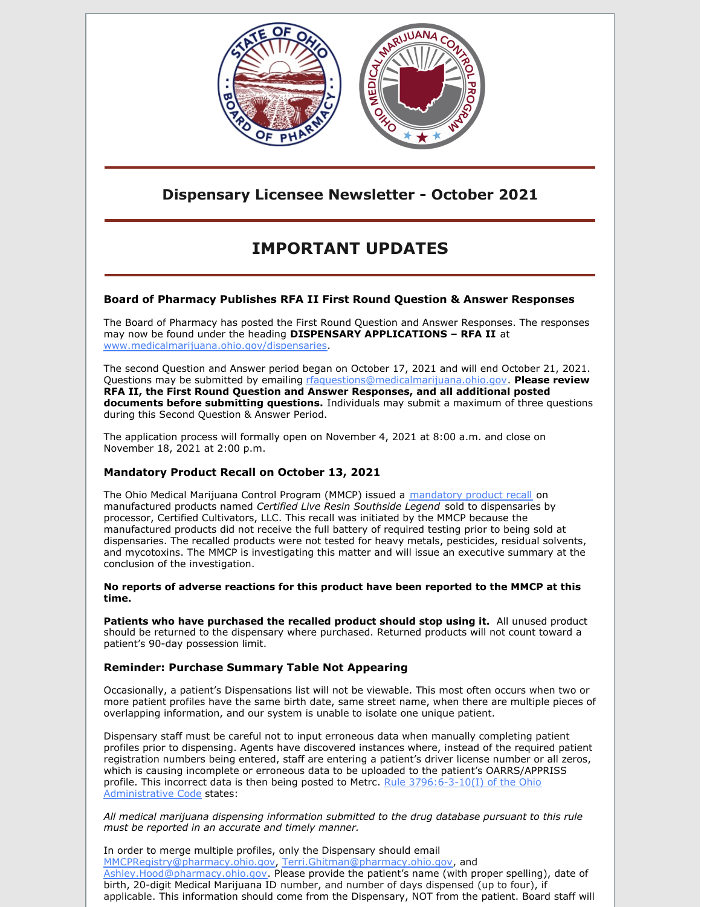## Dispensary Licensee Newsletter - October 2021

# IMPORTANT UPDATES

### Board of Pharmacy Publishes RFA II First Round Question & Answer Responses

The Board of Pharmacy has posted the First Round Question and Answer Responses. The responses may now be found under the heading **DISPENSARY APPLICATIONS – RFA II** at [www.medicalmarijuana.ohio.gov/dispensaries](www.medicalmarijuana.ohio.gov/dispensaries).

The second Question and Answer period began on October 17, 2021 and will end October 21, 2021. Questions may be submitted by emailing [rfaquestions@medicalmarijuana.ohio.gov](mailto:rfaquestions@medicalmarijuana.ohio.gov). **Please review RFA II, the First Round Question and Answer Responses, and all additional posted documents before submitting questions.** Individuals may submit a maximum of three questions during this Second Question & Answer Period.

The application process will formally open on November 4, 2021 at 8:00 a.m. and close on November 18, 2021 at 2:00 p.m.

### Mandatory Product Recall on October 13, 2021

The Ohio Medical Marijuana Control Program (MMCP) issued a mandatory product recall on manufactured products named *Certified Live Resin Southside Legend* sold to dispensaries by processor, Certified Cultivators, LLC. This recall was initiated by the MMCP because the manufactured products did not receive the full battery of required testing prior to being sold at dispensaries. The recalled products were not tested for heavy metals, pesticides, residual solvents, and mycotoxins. The MMCP is investigating this matter and will issue an executive summary at the conclusion of the investigation.

**No reports of adverse reactions for this product have been reported to the MMCP at this time.**

**Patients who have purchased the recalled product should stop using it.** All unused product should be returned to the dispensary where purchased. Returned products will not count toward a patient's 90-day possession limit.

### Reminder: Purchase Summary Table Not Appearing

Occasionally, a patient's Dispensations list will not be viewable. This most often occurs when two or more patient profiles have the same birth date, same street name, when there are multiple pieces of overlapping information, and our system is unable to isolate one unique patient.

Dispensary staff must be careful not to input erroneous data when manually completing patient profiles prior to dispensing. Agents have discovered instances where, instead of the required patient registration numbers being entered, staff are entering a patient's driver license number or all zeros, which is causing incomplete or erroneous data to be uploaded to the patient's OARRS/APPRISS profile. This incorrect data is then being posted to Metrc. Rule 3796:6-3-10(I) of the Ohio Administrative Code states:

*All medical marijuana dispensing information submitted to the drug database pursuant to this rule must be reported in an accurate and timely manner.*

In order to merge multiple profiles, only the Dispensary should email [MMCPRegistry@pharmacy.ohio.gov](mailto:MMCPRegistry@pharmacy.ohio.gov), [Terri.Ghitman@pharmacy.ohio.gov](mailto:Terri.Ghitman@pharmacy.ohio.gov), and [Ashley.Hood@pharmacy.ohio.gov](mailto:Ashley.Hood@pharmacy.ohio.gov). Please provide the patient's name (with proper spelling), date of birth, 20-digit Medical Marijuana ID number, and number of days dispensed (up to four), if applicable. This information should come from the Dispensary, NOT from the patient. Board staff will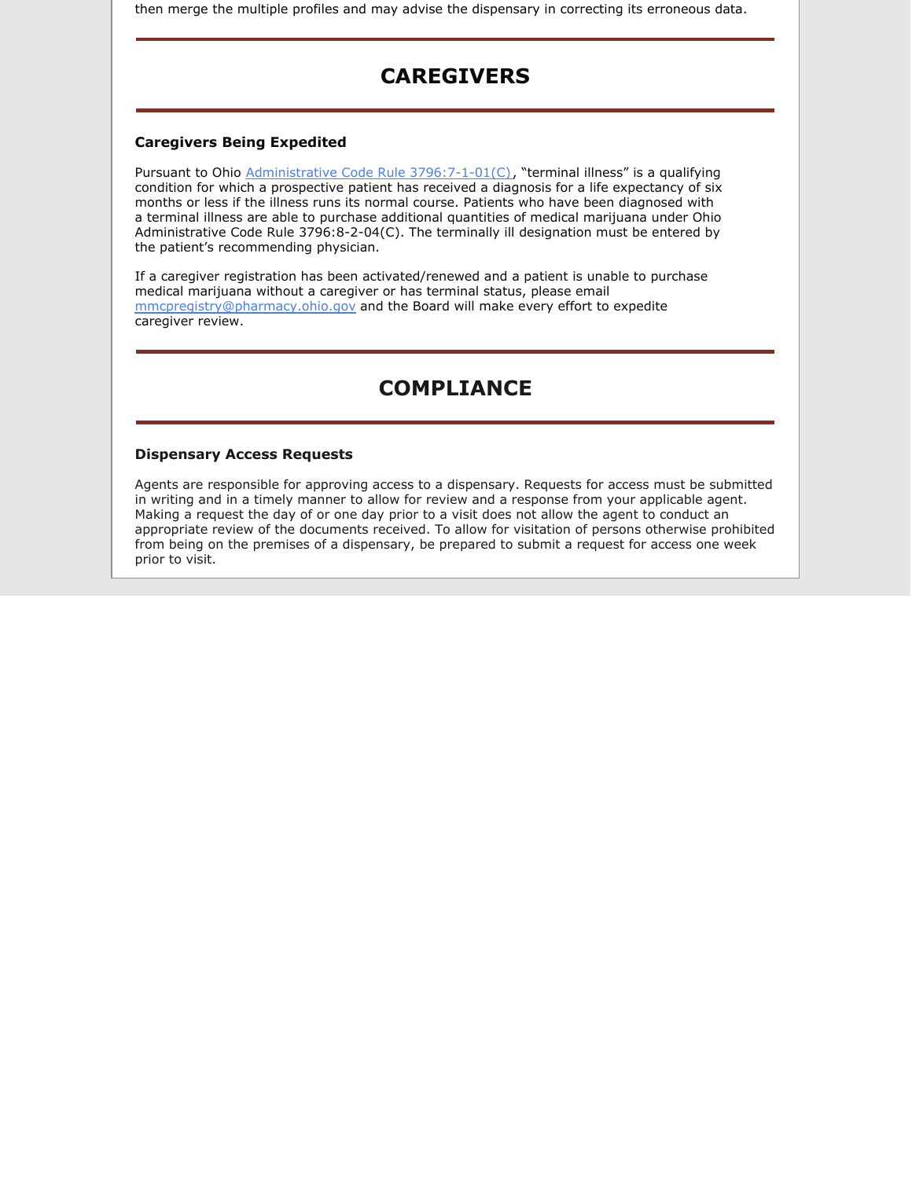then merge the multiple profiles and may advise the dispensary in correcting its erroneous data.

## CAREGIVERS

### Caregivers Being Expedited

Pursuant to Ohio Administrative Code Rule 3796:7-1-01(C), "terminal illness" is a qualifying condition for which a prospective patient has received a diagnosis for a life expectancy of six months or less if the illness runs its normal course. Patients who have been diagnosed with a terminal illness are able to purchase additional quantities of medical marijuana under Ohio Administrative Code Rule 3796:8-2-04(C). The terminally ill designation must be entered by the patient's recommending physician.

If a caregiver registration has been activated/renewed and a patient is unable to purchase medical marijuana without a caregiver or has terminal status, please email mmcpregistry@pharmacy.ohio.gov and the Board will make every effort to expedite caregiver review.

## COMPLIANCE

### Dispensary Access Requests

Agents are responsible for approving access to a dispensary. Requests for access must be submitted in writing and in a timely manner to allow for review and a response from your applicable agent. Making a request the day of or one day prior to a visit does not allow the agent to conduct an appropriate review of the documents received. To allow for visitation of persons otherwise prohibited from being on the premises of a dispensary, be prepared to submit a request for access one week prior to visit.